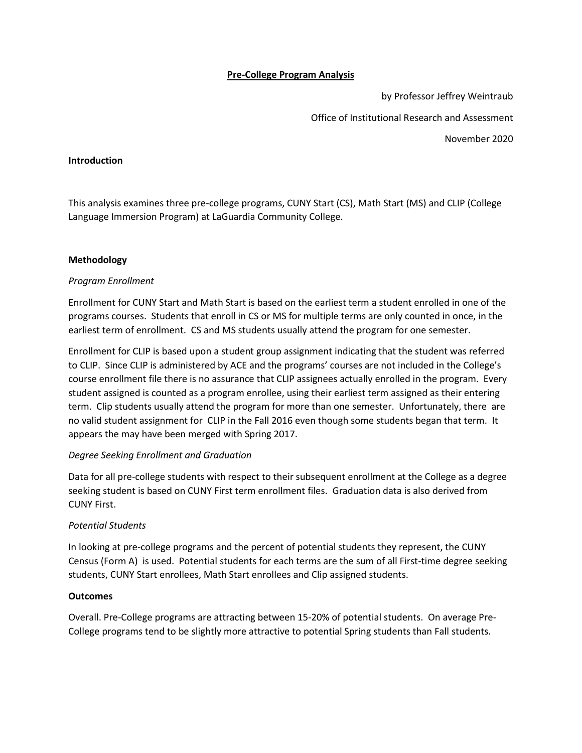# Pre-College Program Analysis

by Professor Jeffrey Weintraub

Office of Institutional Research and Assessment

November 2020

**Introduction**

This analysis examines three pre-college programs, CUNY Start (CS), Math Start (MS) and CLIP (College Language Immersion Program) at LaGuardia Community College.

**Methodology**

*Program Enrollment*

Enrollment for CUNY Start and Math Start is based on the earliest term a student enrolled in one of the programs courses. Students that enroll in CS or MS for multiple terms are only counted in once, in the earliest term of enrollment. CS and MS students usually attend the program for one semester.

Enrollment for CLIP is based upon a student group assignment indicating that the student was referred to CLIP. Since CLIP is administered by ACE and the programs' courses are not included in the College's course enrollment file there is no assurance that CLIP assignees actually enrolled in the program. Every student assigned is counted as a program enrollee, using their earliest term assigned as their entering term. Clip students usually attend the program for more than one semester. Unfortunately, there are no valid student assignment for CLIP in the Fall 2016 even though some students began that term. It appears the may have been merged with Spring 2017.

*Degree Seeking Enrollment and Graduation*

Data for all pre-college students with respect to their subsequent enrollment at the College as a degree seeking student is based on CUNY First term enrollment files. Graduation data is also derived from CUNY First.

*Potential Students*

In looking at pre-college programs and the percent of potential students they represent, the CUNY Census (Form A) is used. Potential students for each terms are the sum of all First-time degree seeking students, CUNY Start enrollees, Math Start enrollees and Clip assigned students.

**Outcomes**

Overall. Pre-College programs are attracting between 15-20% of potential students. On average Pre-College programs tend to be slightly more attractive to potential Spring students than Fall students.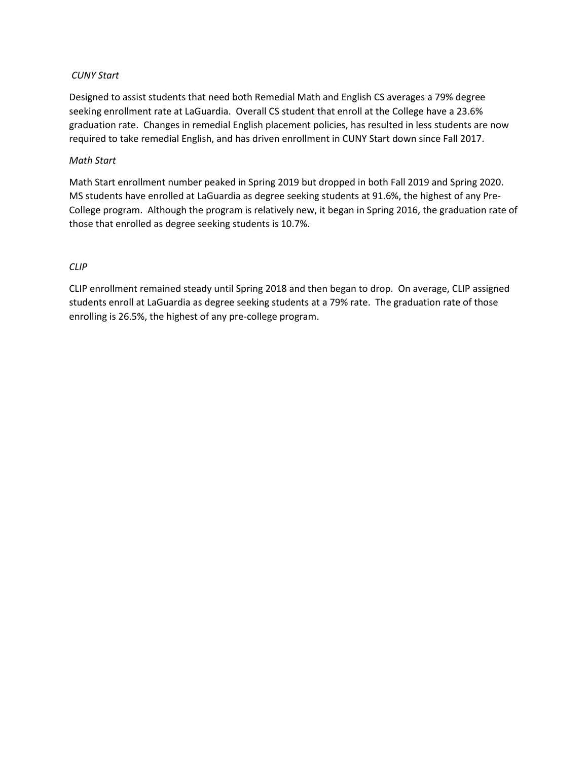*CUNY Start*

Designed to assist students that need both Remedial Math and English CS averages a 79% degree seeking enrollment rate at LaGuardia. Overall CS student that enroll at the College have a 23.6% graduation rate. Changes in remedial English placement policies, has resulted in less students are now required to take remedial English, and has driven enrollment in CUNY Start down since Fall 2017.

*Math Start*

Math Start enrollment number peaked in Spring 2019 but dropped in both Fall 2019 and Spring 2020. MS students have enrolled at LaGuardia as degree seeking students at 91.6%, the highest of any Pre-College program. Although the program is relatively new, it began in Spring 2016, the graduation rate of those that enrolled as degree seeking students is 10.7%.

*CLIP*

CLIP enrollment remained steady until Spring 2018 and then began to drop. On average, CLIP assigned students enroll at LaGuardia as degree seeking students at a 79% rate. The graduation rate of those enrolling is 26.5%, the highest of any pre-college program.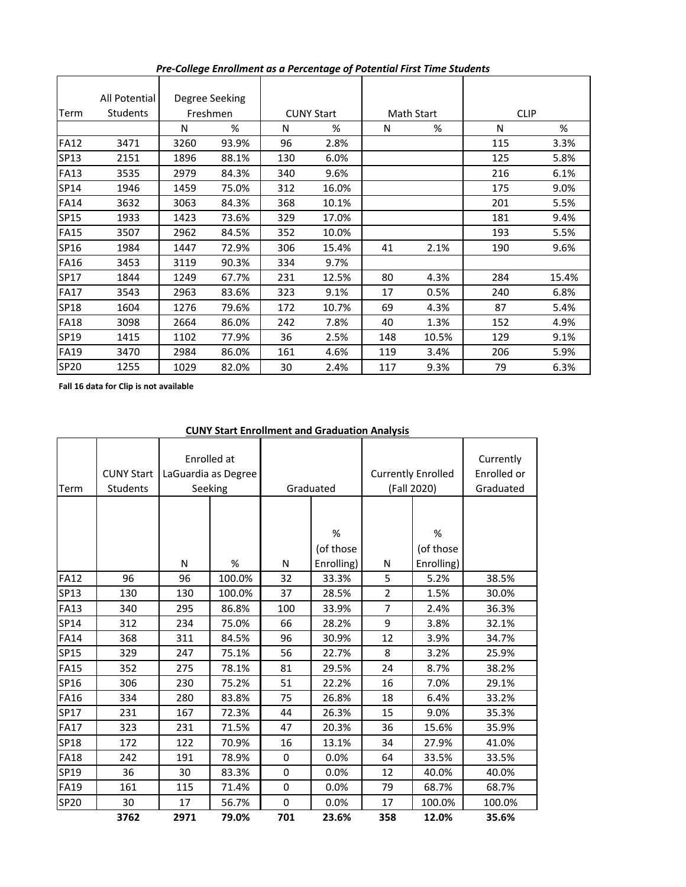***Pre-College Enrollment as a Percentage of Potential First Time Students***

| Term | All Potential Students | Degree Seeking Freshmen | | CUNY Start | | Math Start | | CLIP | |
|---|---|---|---|---|---|---|---|---|---|
| | | N | % | N | % | N | % | N | % |
| FA12 | 3471 | 3260 | 93.9% | 96 | 2.8% | | | 115 | 3.3% |
| SP13 | 2151 | 1896 | 88.1% | 130 | 6.0% | | | 125 | 5.8% |
| FA13 | 3535 | 2979 | 84.3% | 340 | 9.6% | | | 216 | 6.1% |
| SP14 | 1946 | 1459 | 75.0% | 312 | 16.0% | | | 175 | 9.0% |
| FA14 | 3632 | 3063 | 84.3% | 368 | 10.1% | | | 201 | 5.5% |
| SP15 | 1933 | 1423 | 73.6% | 329 | 17.0% | | | 181 | 9.4% |
| FA15 | 3507 | 2962 | 84.5% | 352 | 10.0% | | | 193 | 5.5% |
| SP16 | 1984 | 1447 | 72.9% | 306 | 15.4% | 41 | 2.1% | 190 | 9.6% |
| FA16 | 3453 | 3119 | 90.3% | 334 | 9.7% | | | | |
| SP17 | 1844 | 1249 | 67.7% | 231 | 12.5% | 80 | 4.3% | 284 | 15.4% |
| FA17 | 3543 | 2963 | 83.6% | 323 | 9.1% | 17 | 0.5% | 240 | 6.8% |
| SP18 | 1604 | 1276 | 79.6% | 172 | 10.7% | 69 | 4.3% | 87 | 5.4% |
| FA18 | 3098 | 2664 | 86.0% | 242 | 7.8% | 40 | 1.3% | 152 | 4.9% |
| SP19 | 1415 | 1102 | 77.9% | 36 | 2.5% | 148 | 10.5% | 129 | 9.1% |
| FA19 | 3470 | 2984 | 86.0% | 161 | 4.6% | 119 | 3.4% | 206 | 5.9% |
| SP20 | 1255 | 1029 | 82.0% | 30 | 2.4% | 117 | 9.3% | 79 | 6.3% |

**Fall 16 data for Clip is not available**

**CUNY Start Enrollment and Graduation Analysis**

| Term | CUNY Start Students | Enrolled at LaGuardia as Degree Seeking | | Graduated | | Currently Enrolled (Fall 2020) | | Currently Enrolled or Graduated |
|---|---|---|---|---|---|---|---|---|
| | | N | % | N | % (of those Enrolling) | N | % (of those Enrolling) | |
| FA12 | 96 | 96 | 100.0% | 32 | 33.3% | 5 | 5.2% | 38.5% |
| SP13 | 130 | 130 | 100.0% | 37 | 28.5% | 2 | 1.5% | 30.0% |
| FA13 | 340 | 295 | 86.8% | 100 | 33.9% | 7 | 2.4% | 36.3% |
| SP14 | 312 | 234 | 75.0% | 66 | 28.2% | 9 | 3.8% | 32.1% |
| FA14 | 368 | 311 | 84.5% | 96 | 30.9% | 12 | 3.9% | 34.7% |
| SP15 | 329 | 247 | 75.1% | 56 | 22.7% | 8 | 3.2% | 25.9% |
| FA15 | 352 | 275 | 78.1% | 81 | 29.5% | 24 | 8.7% | 38.2% |
| SP16 | 306 | 230 | 75.2% | 51 | 22.2% | 16 | 7.0% | 29.1% |
| FA16 | 334 | 280 | 83.8% | 75 | 26.8% | 18 | 6.4% | 33.2% |
| SP17 | 231 | 167 | 72.3% | 44 | 26.3% | 15 | 9.0% | 35.3% |
| FA17 | 323 | 231 | 71.5% | 47 | 20.3% | 36 | 15.6% | 35.9% |
| SP18 | 172 | 122 | 70.9% | 16 | 13.1% | 34 | 27.9% | 41.0% |
| FA18 | 242 | 191 | 78.9% | 0 | 0.0% | 64 | 33.5% | 33.5% |
| SP19 | 36 | 30 | 83.3% | 0 | 0.0% | 12 | 40.0% | 40.0% |
| FA19 | 161 | 115 | 71.4% | 0 | 0.0% | 79 | 68.7% | 68.7% |
| SP20 | 30 | 17 | 56.7% | 0 | 0.0% | 17 | 100.0% | 100.0% |
| | **3762** | **2971** | **79.0%** | **701** | **23.6%** | **358** | **12.0%** | **35.6%** |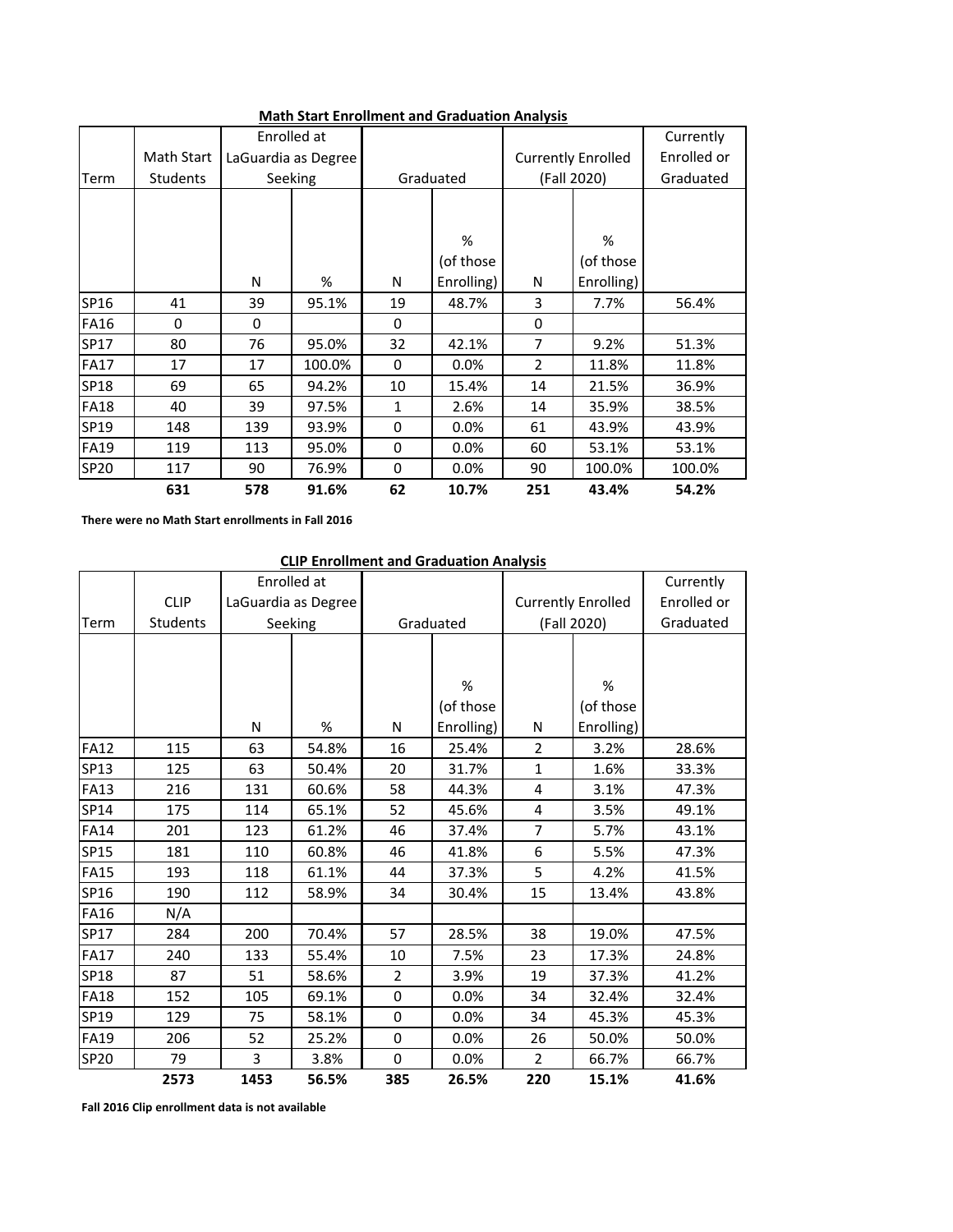**Math Start Enrollment and Graduation Analysis**

| Term | Math Start Students | Enrolled at LaGuardia as Degree Seeking | | Graduated | | Currently Enrolled (Fall 2020) | | Currently Enrolled or Graduated |
|---|---|---|---|---|---|---|---|---|
| | | N | % | N | % (of those Enrolling) | N | % (of those Enrolling) | |
| SP16 | 41 | 39 | 95.1% | 19 | 48.7% | 3 | 7.7% | 56.4% |
| FA16 | 0 | 0 | | 0 | | 0 | | |
| SP17 | 80 | 76 | 95.0% | 32 | 42.1% | 7 | 9.2% | 51.3% |
| FA17 | 17 | 17 | 100.0% | 0 | 0.0% | 2 | 11.8% | 11.8% |
| SP18 | 69 | 65 | 94.2% | 10 | 15.4% | 14 | 21.5% | 36.9% |
| FA18 | 40 | 39 | 97.5% | 1 | 2.6% | 14 | 35.9% | 38.5% |
| SP19 | 148 | 139 | 93.9% | 0 | 0.0% | 61 | 43.9% | 43.9% |
| FA19 | 119 | 113 | 95.0% | 0 | 0.0% | 60 | 53.1% | 53.1% |
| SP20 | 117 | 90 | 76.9% | 0 | 0.0% | 90 | 100.0% | 100.0% |
| | **631** | **578** | **91.6%** | **62** | **10.7%** | **251** | **43.4%** | **54.2%** |

**There were no Math Start enrollments in Fall 2016**

**CLIP Enrollment and Graduation Analysis**

| Term | CLIP Students | Enrolled at LaGuardia as Degree Seeking | | Graduated | | Currently Enrolled (Fall 2020) | | Currently Enrolled or Graduated |
|---|---|---|---|---|---|---|---|---|
| | | N | % | N | % (of those Enrolling) | N | % (of those Enrolling) | |
| FA12 | 115 | 63 | 54.8% | 16 | 25.4% | 2 | 3.2% | 28.6% |
| SP13 | 125 | 63 | 50.4% | 20 | 31.7% | 1 | 1.6% | 33.3% |
| FA13 | 216 | 131 | 60.6% | 58 | 44.3% | 4 | 3.1% | 47.3% |
| SP14 | 175 | 114 | 65.1% | 52 | 45.6% | 4 | 3.5% | 49.1% |
| FA14 | 201 | 123 | 61.2% | 46 | 37.4% | 7 | 5.7% | 43.1% |
| SP15 | 181 | 110 | 60.8% | 46 | 41.8% | 6 | 5.5% | 47.3% |
| FA15 | 193 | 118 | 61.1% | 44 | 37.3% | 5 | 4.2% | 41.5% |
| SP16 | 190 | 112 | 58.9% | 34 | 30.4% | 15 | 13.4% | 43.8% |
| FA16 | N/A | | | | | | | |
| SP17 | 284 | 200 | 70.4% | 57 | 28.5% | 38 | 19.0% | 47.5% |
| FA17 | 240 | 133 | 55.4% | 10 | 7.5% | 23 | 17.3% | 24.8% |
| SP18 | 87 | 51 | 58.6% | 2 | 3.9% | 19 | 37.3% | 41.2% |
| FA18 | 152 | 105 | 69.1% | 0 | 0.0% | 34 | 32.4% | 32.4% |
| SP19 | 129 | 75 | 58.1% | 0 | 0.0% | 34 | 45.3% | 45.3% |
| FA19 | 206 | 52 | 25.2% | 0 | 0.0% | 26 | 50.0% | 50.0% |
| SP20 | 79 | 3 | 3.8% | 0 | 0.0% | 2 | 66.7% | 66.7% |
| | **2573** | **1453** | **56.5%** | **385** | **26.5%** | **220** | **15.1%** | **41.6%** |

**Fall 2016 Clip enrollment data is not available**